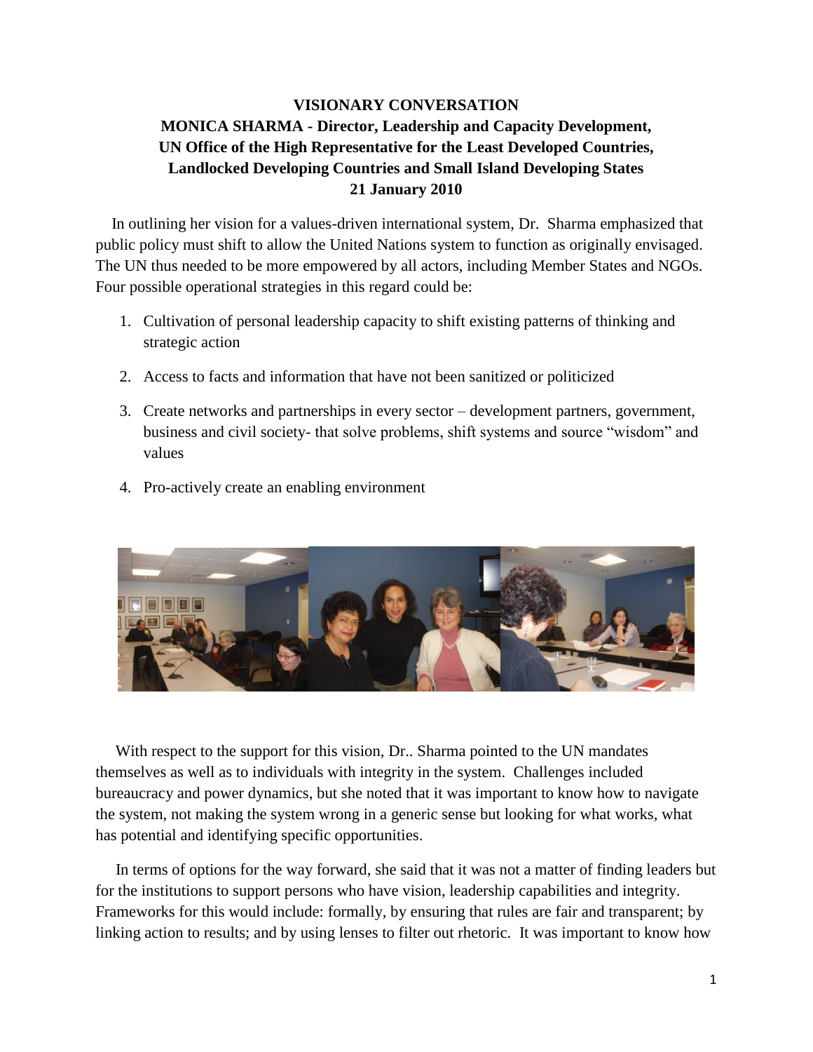**VISIONARY CONVERSATION**

**MONICA SHARMA - Director, Leadership and Capacity Development, UN Office of the High Representative for the Least Developed Countries, Landlocked Developing Countries and Small Island Developing States**

**21 January 2010**

In outlining her vision for a values-driven international system, Dr. Sharma emphasized that public policy must shift to allow the United Nations system to function as originally envisaged. The UN thus needed to be more empowered by all actors, including Member States and NGOs. Four possible operational strategies in this regard could be:

1. Cultivation of personal leadership capacity to shift existing patterns of thinking and strategic action
2. Access to facts and information that have not been sanitized or politicized
3. Create networks and partnerships in every sector – development partners, government, business and civil society- that solve problems, shift systems and source "wisdom" and values
4. Pro-actively create an enabling environment

With respect to the support for this vision, Dr.. Sharma pointed to the UN mandates themselves as well as to individuals with integrity in the system. Challenges included bureaucracy and power dynamics, but she noted that it was important to know how to navigate the system, not making the system wrong in a generic sense but looking for what works, what has potential and identifying specific opportunities.

In terms of options for the way forward, she said that it was not a matter of finding leaders but for the institutions to support persons who have vision, leadership capabilities and integrity. Frameworks for this would include: formally, by ensuring that rules are fair and transparent; by linking action to results; and by using lenses to filter out rhetoric. It was important to know how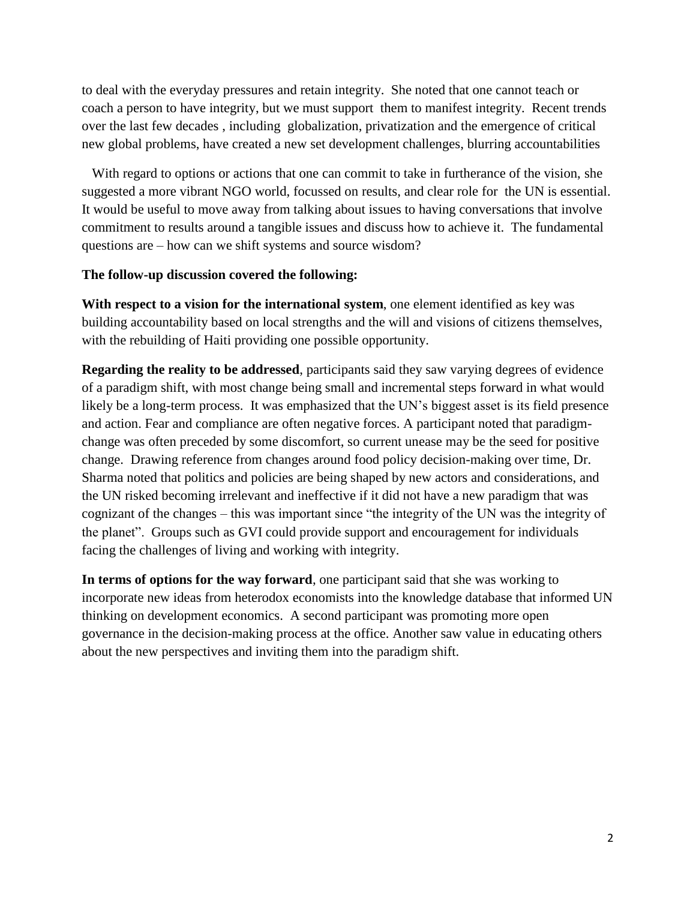to deal with the everyday pressures and retain integrity. She noted that one cannot teach or coach a person to have integrity, but we must support them to manifest integrity. Recent trends over the last few decades , including globalization, privatization and the emergence of critical new global problems, have created a new set development challenges, blurring accountabilities

With regard to options or actions that one can commit to take in furtherance of the vision, she suggested a more vibrant NGO world, focussed on results, and clear role for the UN is essential. It would be useful to move away from talking about issues to having conversations that involve commitment to results around a tangible issues and discuss how to achieve it. The fundamental questions are – how can we shift systems and source wisdom?

**The follow-up discussion covered the following:**

**With respect to a vision for the international system**, one element identified as key was building accountability based on local strengths and the will and visions of citizens themselves, with the rebuilding of Haiti providing one possible opportunity.

**Regarding the reality to be addressed**, participants said they saw varying degrees of evidence of a paradigm shift, with most change being small and incremental steps forward in what would likely be a long-term process. It was emphasized that the UN's biggest asset is its field presence and action. Fear and compliance are often negative forces. A participant noted that paradigm-change was often preceded by some discomfort, so current unease may be the seed for positive change. Drawing reference from changes around food policy decision-making over time, Dr. Sharma noted that politics and policies are being shaped by new actors and considerations, and the UN risked becoming irrelevant and ineffective if it did not have a new paradigm that was cognizant of the changes – this was important since "the integrity of the UN was the integrity of the planet". Groups such as GVI could provide support and encouragement for individuals facing the challenges of living and working with integrity.

**In terms of options for the way forward**, one participant said that she was working to incorporate new ideas from heterodox economists into the knowledge database that informed UN thinking on development economics. A second participant was promoting more open governance in the decision-making process at the office. Another saw value in educating others about the new perspectives and inviting them into the paradigm shift.